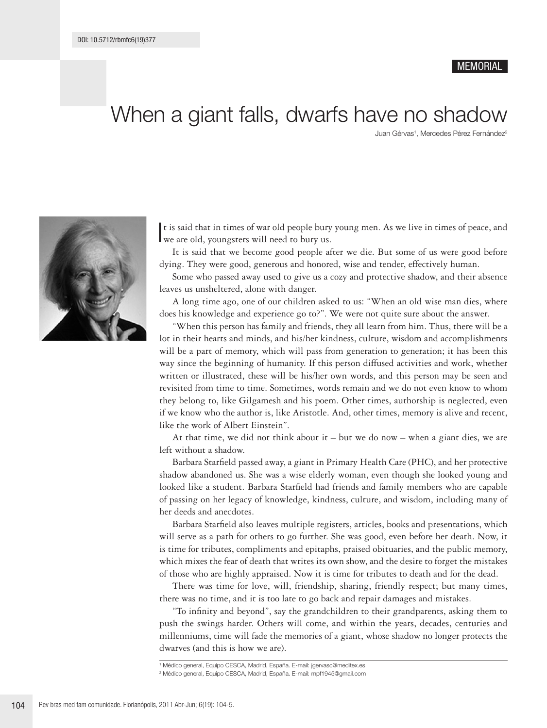DOI: 10.5712/rbmfc6(19)377

MEMORIAL

# When a giant falls, dwarfs have no shadow

Juan Gérvas[1], Mercedes Pérez Fernández[2]

It is said that in times of war old people bury young men. As we live in times of peace, and we are old, youngsters will need to bury us.

It is said that we become good people after we die. But some of us were good before dying. They were good, generous and honored, wise and tender, effectively human.

Some who passed away used to give us a cozy and protective shadow, and their absence leaves us unsheltered, alone with danger.

A long time ago, one of our children asked to us: "When an old wise man dies, where does his knowledge and experience go to?". We were not quite sure about the answer.

"When this person has family and friends, they all learn from him. Thus, there will be a lot in their hearts and minds, and his/her kindness, culture, wisdom and accomplishments will be a part of memory, which will pass from generation to generation; it has been this way since the beginning of humanity. If this person diffused activities and work, whether written or illustrated, these will be his/her own words, and this person may be seen and revisited from time to time. Sometimes, words remain and we do not even know to whom they belong to, like Gilgamesh and his poem. Other times, authorship is neglected, even if we know who the author is, like Aristotle. And, other times, memory is alive and recent, like the work of Albert Einstein".

At that time, we did not think about it – but we do now – when a giant dies, we are left without a shadow.

Barbara Starfield passed away, a giant in Primary Health Care (PHC), and her protective shadow abandoned us. She was a wise elderly woman, even though she looked young and looked like a student. Barbara Starfield had friends and family members who are capable of passing on her legacy of knowledge, kindness, culture, and wisdom, including many of her deeds and anecdotes.

Barbara Starfield also leaves multiple registers, articles, books and presentations, which will serve as a path for others to go further. She was good, even before her death. Now, it is time for tributes, compliments and epitaphs, praised obituaries, and the public memory, which mixes the fear of death that writes its own show, and the desire to forget the mistakes of those who are highly appraised. Now it is time for tributes to death and for the dead.

There was time for love, will, friendship, sharing, friendly respect; but many times, there was no time, and it is too late to go back and repair damages and mistakes.

"To infinity and beyond", say the grandchildren to their grandparents, asking them to push the swings harder. Others will come, and within the years, decades, centuries and millenniums, time will fade the memories of a giant, whose shadow no longer protects the dwarves (and this is how we are).

[1] Médico general, Equipo CESCA, Madrid, España. E-mail: jgervasc@meditex.es

[2] Médico general, Equipo CESCA, Madrid, España. E-mail: mpf1945@gmail.com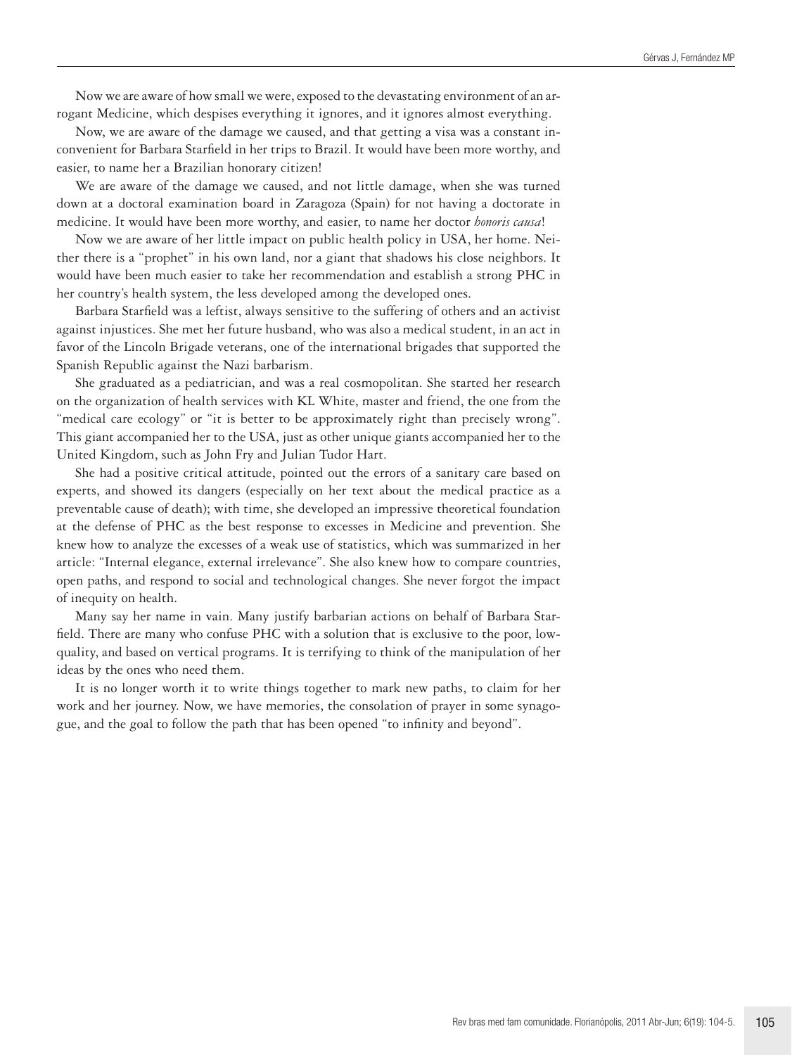Now we are aware of how small we were, exposed to the devastating environment of an arrogant Medicine, which despises everything it ignores, and it ignores almost everything.

Now, we are aware of the damage we caused, and that getting a visa was a constant inconvenient for Barbara Starfield in her trips to Brazil. It would have been more worthy, and easier, to name her a Brazilian honorary citizen!

We are aware of the damage we caused, and not little damage, when she was turned down at a doctoral examination board in Zaragoza (Spain) for not having a doctorate in medicine. It would have been more worthy, and easier, to name her doctor *honoris causa*!

Now we are aware of her little impact on public health policy in USA, her home. Neither there is a "prophet" in his own land, nor a giant that shadows his close neighbors. It would have been much easier to take her recommendation and establish a strong PHC in her country's health system, the less developed among the developed ones.

Barbara Starfield was a leftist, always sensitive to the suffering of others and an activist against injustices. She met her future husband, who was also a medical student, in an act in favor of the Lincoln Brigade veterans, one of the international brigades that supported the Spanish Republic against the Nazi barbarism.

She graduated as a pediatrician, and was a real cosmopolitan. She started her research on the organization of health services with KL White, master and friend, the one from the "medical care ecology" or "it is better to be approximately right than precisely wrong". This giant accompanied her to the USA, just as other unique giants accompanied her to the United Kingdom, such as John Fry and Julian Tudor Hart.

She had a positive critical attitude, pointed out the errors of a sanitary care based on experts, and showed its dangers (especially on her text about the medical practice as a preventable cause of death); with time, she developed an impressive theoretical foundation at the defense of PHC as the best response to excesses in Medicine and prevention. She knew how to analyze the excesses of a weak use of statistics, which was summarized in her article: "Internal elegance, external irrelevance". She also knew how to compare countries, open paths, and respond to social and technological changes. She never forgot the impact of inequity on health.

Many say her name in vain. Many justify barbarian actions on behalf of Barbara Starfield. There are many who confuse PHC with a solution that is exclusive to the poor, low-quality, and based on vertical programs. It is terrifying to think of the manipulation of her ideas by the ones who need them.

It is no longer worth it to write things together to mark new paths, to claim for her work and her journey. Now, we have memories, the consolation of prayer in some synagogue, and the goal to follow the path that has been opened "to infinity and beyond".